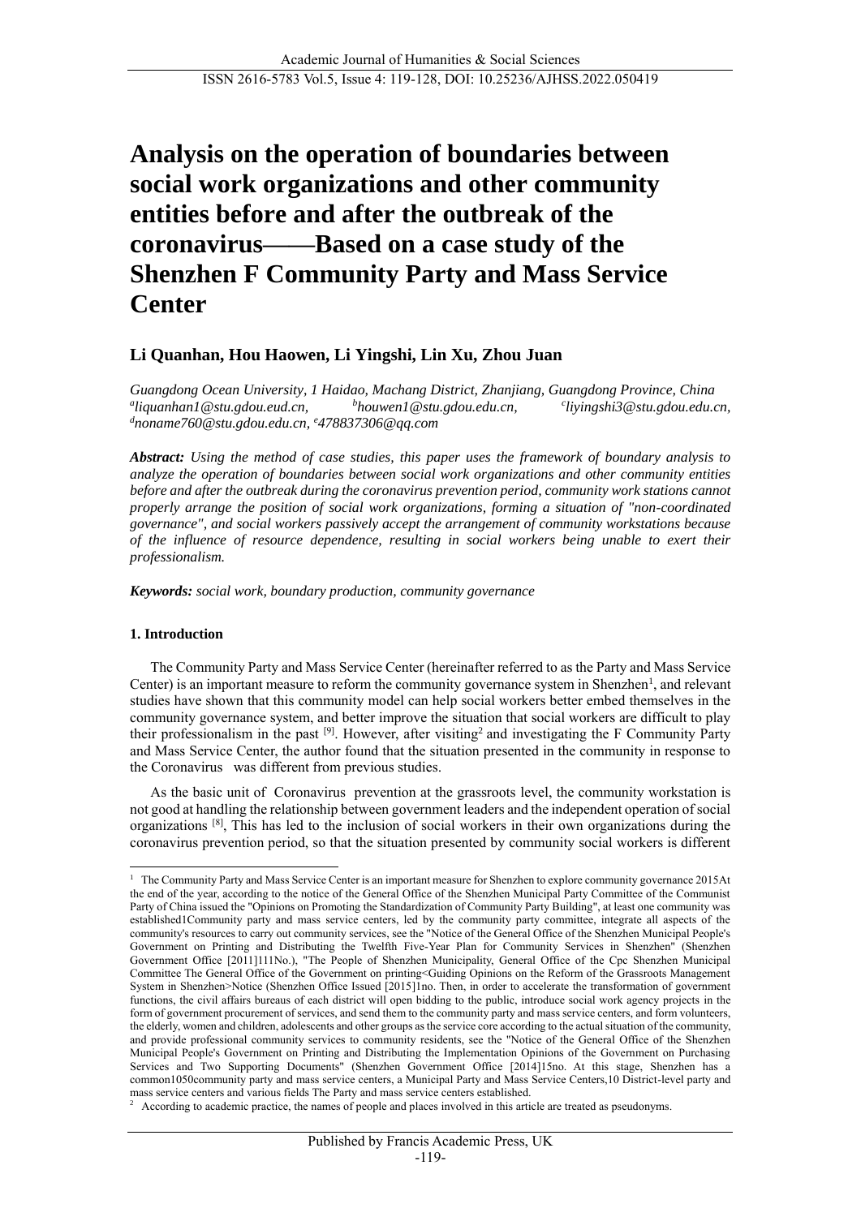# Analysis on the operation of boundaries between social work organizations and other community entities before and after the outbreak of the coronavirus——Based on a case study of the Shenzhen F Community Party and Mass Service Center

**Li Quanhan, Hou Haowen, Li Yingshi, Lin Xu, Zhou Juan**

*Guangdong Ocean University, 1 Haidao, Machang District, Zhanjiang, Guangdong Province, China*
*[a]liquanhan1@stu.gdou.eud.cn, [b]houwen1@stu.gdou.edu.cn, [c]liyingshi3@stu.gdou.edu.cn, [d]noname760@stu.gdou.edu.cn, [e]478837306@qq.com*

***Abstract:*** *Using the method of case studies, this paper uses the framework of boundary analysis to analyze the operation of boundaries between social work organizations and other community entities before and after the outbreak during the coronavirus prevention period, community work stations cannot properly arrange the position of social work organizations, forming a situation of "non-coordinated governance", and social workers passively accept the arrangement of community workstations because of the influence of resource dependence, resulting in social workers being unable to exert their professionalism.*

***Keywords:*** *social work, boundary production, community governance*

## 1. Introduction

The Community Party and Mass Service Center (hereinafter referred to as the Party and Mass Service Center) is an important measure to reform the community governance system in Shenzhen[1], and relevant studies have shown that this community model can help social workers better embed themselves in the community governance system, and better improve the situation that social workers are difficult to play their professionalism in the past [9]. However, after visiting[2] and investigating the F Community Party and Mass Service Center, the author found that the situation presented in the community in response to the Coronavirus was different from previous studies.

As the basic unit of Coronavirus prevention at the grassroots level, the community workstation is not good at handling the relationship between government leaders and the independent operation of social organizations [8], This has led to the inclusion of social workers in their own organizations during the coronavirus prevention period, so that the situation presented by community social workers is different

---

[1] The Community Party and Mass Service Center is an important measure for Shenzhen to explore community governance 2015At the end of the year, according to the notice of the General Office of the Shenzhen Municipal Party Committee of the Communist Party of China issued the "Opinions on Promoting the Standardization of Community Party Building", at least one community was established1Community party and mass service centers, led by the community party committee, integrate all aspects of the community's resources to carry out community services, see the "Notice of the General Office of the Shenzhen Municipal People's Government on Printing and Distributing the Twelfth Five-Year Plan for Community Services in Shenzhen" (Shenzhen Government Office [2011]111No.), "The People of Shenzhen Municipality, General Office of the Cpc Shenzhen Municipal Committee The General Office of the Government on printing<Guiding Opinions on the Reform of the Grassroots Management System in Shenzhen>Notice (Shenzhen Office Issued [2015]1no. Then, in order to accelerate the transformation of government functions, the civil affairs bureaus of each district will open bidding to the public, introduce social work agency projects in the form of government procurement of services, and send them to the community party and mass service centers, and form volunteers, the elderly, women and children, adolescents and other groups as the service core according to the actual situation of the community, and provide professional community services to community residents, see the "Notice of the General Office of the Shenzhen Municipal People's Government on Printing and Distributing the Implementation Opinions of the Government on Purchasing Services and Two Supporting Documents" (Shenzhen Government Office [2014]15no. At this stage, Shenzhen has a common1050community party and mass service centers, a Municipal Party and Mass Service Centers,10 District-level party and mass service centers and various fields The Party and mass service centers established.

[2] According to academic practice, the names of people and places involved in this article are treated as pseudonyms.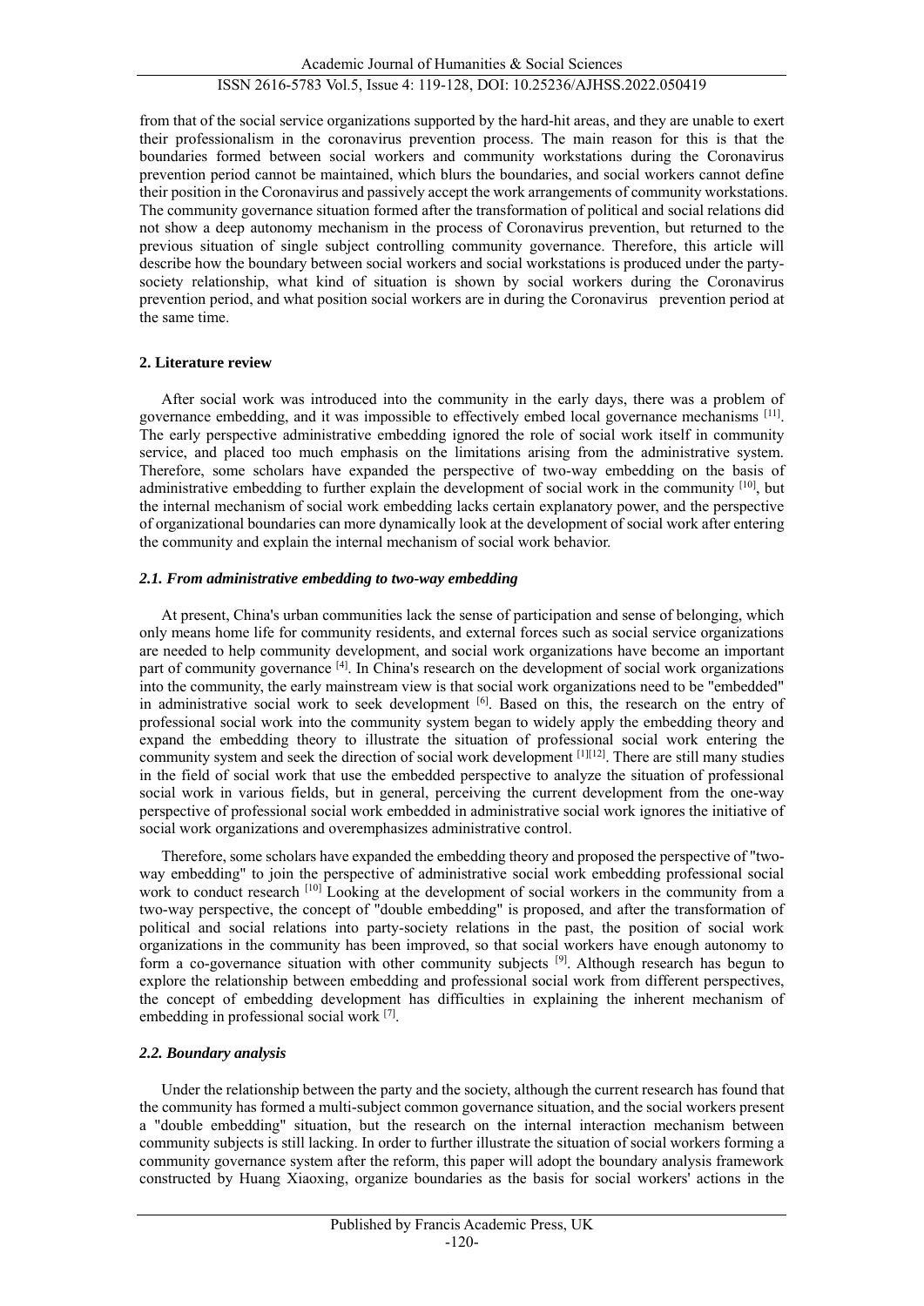from that of the social service organizations supported by the hard-hit areas, and they are unable to exert their professionalism in the coronavirus prevention process. The main reason for this is that the boundaries formed between social workers and community workstations during the Coronavirus prevention period cannot be maintained, which blurs the boundaries, and social workers cannot define their position in the Coronavirus and passively accept the work arrangements of community workstations. The community governance situation formed after the transformation of political and social relations did not show a deep autonomy mechanism in the process of Coronavirus prevention, but returned to the previous situation of single subject controlling community governance. Therefore, this article will describe how the boundary between social workers and social workstations is produced under the party-society relationship, what kind of situation is shown by social workers during the Coronavirus prevention period, and what position social workers are in during the Coronavirus prevention period at the same time.

## 2. Literature review

After social work was introduced into the community in the early days, there was a problem of governance embedding, and it was impossible to effectively embed local governance mechanisms [11]. The early perspective administrative embedding ignored the role of social work itself in community service, and placed too much emphasis on the limitations arising from the administrative system. Therefore, some scholars have expanded the perspective of two-way embedding on the basis of administrative embedding to further explain the development of social work in the community [10], but the internal mechanism of social work embedding lacks certain explanatory power, and the perspective of organizational boundaries can more dynamically look at the development of social work after entering the community and explain the internal mechanism of social work behavior.

### *2.1. From administrative embedding to two-way embedding*

At present, China's urban communities lack the sense of participation and sense of belonging, which only means home life for community residents, and external forces such as social service organizations are needed to help community development, and social work organizations have become an important part of community governance [4]. In China's research on the development of social work organizations into the community, the early mainstream view is that social work organizations need to be "embedded" in administrative social work to seek development [6]. Based on this, the research on the entry of professional social work into the community system began to widely apply the embedding theory and expand the embedding theory to illustrate the situation of professional social work entering the community system and seek the direction of social work development [1][12]. There are still many studies in the field of social work that use the embedded perspective to analyze the situation of professional social work in various fields, but in general, perceiving the current development from the one-way perspective of professional social work embedded in administrative social work ignores the initiative of social work organizations and overemphasizes administrative control.

Therefore, some scholars have expanded the embedding theory and proposed the perspective of "two-way embedding" to join the perspective of administrative social work embedding professional social work to conduct research [10] Looking at the development of social workers in the community from a two-way perspective, the concept of "double embedding" is proposed, and after the transformation of political and social relations into party-society relations in the past, the position of social work organizations in the community has been improved, so that social workers have enough autonomy to form a co-governance situation with other community subjects [9]. Although research has begun to explore the relationship between embedding and professional social work from different perspectives, the concept of embedding development has difficulties in explaining the inherent mechanism of embedding in professional social work [7].

### *2.2. Boundary analysis*

Under the relationship between the party and the society, although the current research has found that the community has formed a multi-subject common governance situation, and the social workers present a "double embedding" situation, but the research on the internal interaction mechanism between community subjects is still lacking. In order to further illustrate the situation of social workers forming a community governance system after the reform, this paper will adopt the boundary analysis framework constructed by Huang Xiaoxing, organize boundaries as the basis for social workers' actions in the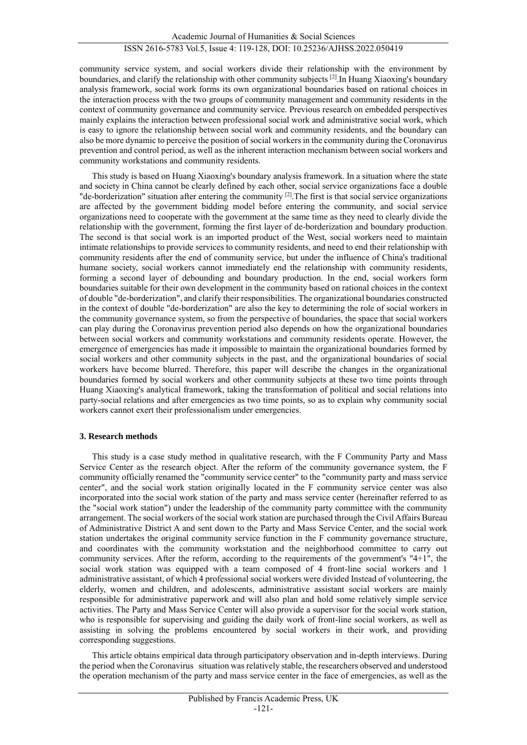community service system, and social workers divide their relationship with the environment by boundaries, and clarify the relationship with other community subjects [2].In Huang Xiaoxing's boundary analysis framework, social work forms its own organizational boundaries based on rational choices in the interaction process with the two groups of community management and community residents in the context of community governance and community service. Previous research on embedded perspectives mainly explains the interaction between professional social work and administrative social work, which is easy to ignore the relationship between social work and community residents, and the boundary can also be more dynamic to perceive the position of social workers in the community during the Coronavirus prevention and control period, as well as the inherent interaction mechanism between social workers and community workstations and community residents.

This study is based on Huang Xiaoxing's boundary analysis framework. In a situation where the state and society in China cannot be clearly defined by each other, social service organizations face a double "de-borderization" situation after entering the community [2].The first is that social service organizations are affected by the government bidding model before entering the community, and social service organizations need to cooperate with the government at the same time as they need to clearly divide the relationship with the government, forming the first layer of de-borderization and boundary production. The second is that social work is an imported product of the West, social workers need to maintain intimate relationships to provide services to community residents, and need to end their relationship with community residents after the end of community service, but under the influence of China's traditional humane society, social workers cannot immediately end the relationship with community residents, forming a second layer of debounding and boundary production. In the end, social workers form boundaries suitable for their own development in the community based on rational choices in the context of double "de-borderization", and clarify their responsibilities. The organizational boundaries constructed in the context of double "de-borderization" are also the key to determining the role of social workers in the community governance system, so from the perspective of boundaries, the space that social workers can play during the Coronavirus prevention period also depends on how the organizational boundaries between social workers and community workstations and community residents operate. However, the emergence of emergencies has made it impossible to maintain the organizational boundaries formed by social workers and other community subjects in the past, and the organizational boundaries of social workers have become blurred. Therefore, this paper will describe the changes in the organizational boundaries formed by social workers and other community subjects at these two time points through Huang Xiaoxing's analytical framework, taking the transformation of political and social relations into party-social relations and after emergencies as two time points, so as to explain why community social workers cannot exert their professionalism under emergencies.

### 3. Research methods

This study is a case study method in qualitative research, with the F Community Party and Mass Service Center as the research object. After the reform of the community governance system, the F community officially renamed the "community service center" to the "community party and mass service center", and the social work station originally located in the F community service center was also incorporated into the social work station of the party and mass service center (hereinafter referred to as the "social work station") under the leadership of the community party committee with the community arrangement. The social workers of the social work station are purchased through the Civil Affairs Bureau of Administrative District A and sent down to the Party and Mass Service Center, and the social work station undertakes the original community service function in the F community governance structure, and coordinates with the community workstation and the neighborhood committee to carry out community services. After the reform, according to the requirements of the government's "4+1", the social work station was equipped with a team composed of 4 front-line social workers and 1 administrative assistant, of which 4 professional social workers were divided Instead of volunteering, the elderly, women and children, and adolescents, administrative assistant social workers are mainly responsible for administrative paperwork and will also plan and hold some relatively simple service activities. The Party and Mass Service Center will also provide a supervisor for the social work station, who is responsible for supervising and guiding the daily work of front-line social workers, as well as assisting in solving the problems encountered by social workers in their work, and providing corresponding suggestions.

This article obtains empirical data through participatory observation and in-depth interviews. During the period when the Coronavirus situation was relatively stable, the researchers observed and understood the operation mechanism of the party and mass service center in the face of emergencies, as well as the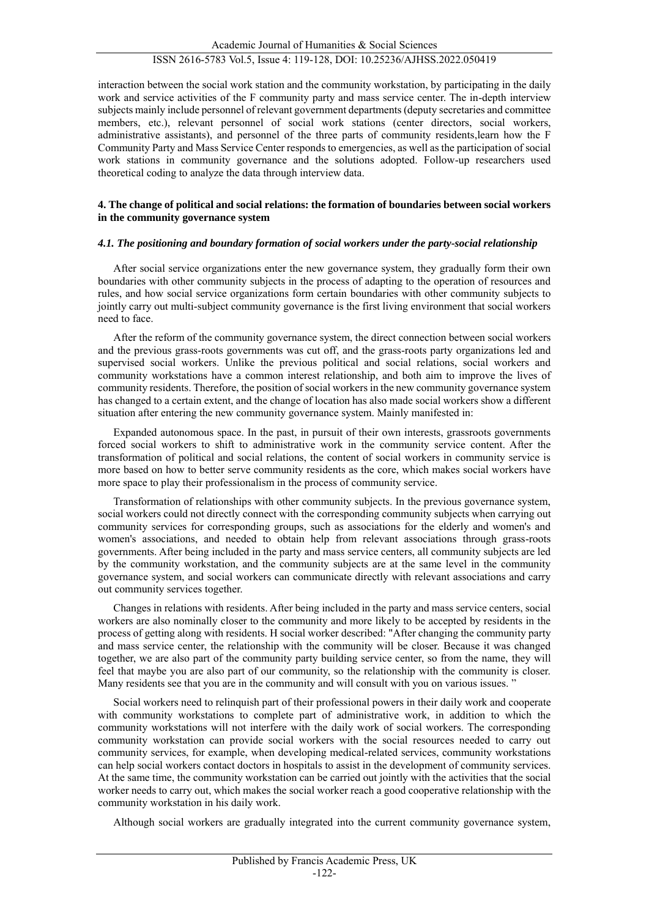interaction between the social work station and the community workstation, by participating in the daily work and service activities of the F community party and mass service center. The in-depth interview subjects mainly include personnel of relevant government departments (deputy secretaries and committee members, etc.), relevant personnel of social work stations (center directors, social workers, administrative assistants), and personnel of the three parts of community residents,learn how the F Community Party and Mass Service Center responds to emergencies, as well as the participation of social work stations in community governance and the solutions adopted. Follow-up researchers used theoretical coding to analyze the data through interview data.

## 4. The change of political and social relations: the formation of boundaries between social workers in the community governance system

### *4.1. The positioning and boundary formation of social workers under the party-social relationship*

After social service organizations enter the new governance system, they gradually form their own boundaries with other community subjects in the process of adapting to the operation of resources and rules, and how social service organizations form certain boundaries with other community subjects to jointly carry out multi-subject community governance is the first living environment that social workers need to face.

After the reform of the community governance system, the direct connection between social workers and the previous grass-roots governments was cut off, and the grass-roots party organizations led and supervised social workers. Unlike the previous political and social relations, social workers and community workstations have a common interest relationship, and both aim to improve the lives of community residents. Therefore, the position of social workers in the new community governance system has changed to a certain extent, and the change of location has also made social workers show a different situation after entering the new community governance system. Mainly manifested in:

Expanded autonomous space. In the past, in pursuit of their own interests, grassroots governments forced social workers to shift to administrative work in the community service content. After the transformation of political and social relations, the content of social workers in community service is more based on how to better serve community residents as the core, which makes social workers have more space to play their professionalism in the process of community service.

Transformation of relationships with other community subjects. In the previous governance system, social workers could not directly connect with the corresponding community subjects when carrying out community services for corresponding groups, such as associations for the elderly and women's and women's associations, and needed to obtain help from relevant associations through grass-roots governments. After being included in the party and mass service centers, all community subjects are led by the community workstation, and the community subjects are at the same level in the community governance system, and social workers can communicate directly with relevant associations and carry out community services together.

Changes in relations with residents. After being included in the party and mass service centers, social workers are also nominally closer to the community and more likely to be accepted by residents in the process of getting along with residents. H social worker described: "After changing the community party and mass service center, the relationship with the community will be closer. Because it was changed together, we are also part of the community party building service center, so from the name, they will feel that maybe you are also part of our community, so the relationship with the community is closer. Many residents see that you are in the community and will consult with you on various issues. "

Social workers need to relinquish part of their professional powers in their daily work and cooperate with community workstations to complete part of administrative work, in addition to which the community workstations will not interfere with the daily work of social workers. The corresponding community workstation can provide social workers with the social resources needed to carry out community services, for example, when developing medical-related services, community workstations can help social workers contact doctors in hospitals to assist in the development of community services. At the same time, the community workstation can be carried out jointly with the activities that the social worker needs to carry out, which makes the social worker reach a good cooperative relationship with the community workstation in his daily work.

Although social workers are gradually integrated into the current community governance system,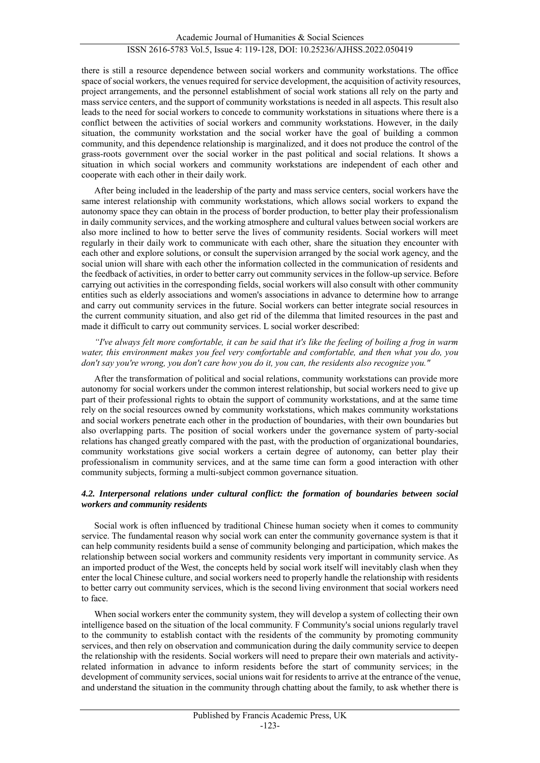there is still a resource dependence between social workers and community workstations. The office space of social workers, the venues required for service development, the acquisition of activity resources, project arrangements, and the personnel establishment of social work stations all rely on the party and mass service centers, and the support of community workstations is needed in all aspects. This result also leads to the need for social workers to concede to community workstations in situations where there is a conflict between the activities of social workers and community workstations. However, in the daily situation, the community workstation and the social worker have the goal of building a common community, and this dependence relationship is marginalized, and it does not produce the control of the grass-roots government over the social worker in the past political and social relations. It shows a situation in which social workers and community workstations are independent of each other and cooperate with each other in their daily work.

After being included in the leadership of the party and mass service centers, social workers have the same interest relationship with community workstations, which allows social workers to expand the autonomy space they can obtain in the process of border production, to better play their professionalism in daily community services, and the working atmosphere and cultural values between social workers are also more inclined to how to better serve the lives of community residents. Social workers will meet regularly in their daily work to communicate with each other, share the situation they encounter with each other and explore solutions, or consult the supervision arranged by the social work agency, and the social union will share with each other the information collected in the communication of residents and the feedback of activities, in order to better carry out community services in the follow-up service. Before carrying out activities in the corresponding fields, social workers will also consult with other community entities such as elderly associations and women's associations in advance to determine how to arrange and carry out community services in the future. Social workers can better integrate social resources in the current community situation, and also get rid of the dilemma that limited resources in the past and made it difficult to carry out community services. L social worker described:

*"I've always felt more comfortable, it can be said that it's like the feeling of boiling a frog in warm water, this environment makes you feel very comfortable and comfortable, and then what you do, you don't say you're wrong, you don't care how you do it, you can, the residents also recognize you."*

After the transformation of political and social relations, community workstations can provide more autonomy for social workers under the common interest relationship, but social workers need to give up part of their professional rights to obtain the support of community workstations, and at the same time rely on the social resources owned by community workstations, which makes community workstations and social workers penetrate each other in the production of boundaries, with their own boundaries but also overlapping parts. The position of social workers under the governance system of party-social relations has changed greatly compared with the past, with the production of organizational boundaries, community workstations give social workers a certain degree of autonomy, can better play their professionalism in community services, and at the same time can form a good interaction with other community subjects, forming a multi-subject common governance situation.

### *4.2. Interpersonal relations under cultural conflict: the formation of boundaries between social workers and community residents*

Social work is often influenced by traditional Chinese human society when it comes to community service. The fundamental reason why social work can enter the community governance system is that it can help community residents build a sense of community belonging and participation, which makes the relationship between social workers and community residents very important in community service. As an imported product of the West, the concepts held by social work itself will inevitably clash when they enter the local Chinese culture, and social workers need to properly handle the relationship with residents to better carry out community services, which is the second living environment that social workers need to face.

When social workers enter the community system, they will develop a system of collecting their own intelligence based on the situation of the local community. F Community's social unions regularly travel to the community to establish contact with the residents of the community by promoting community services, and then rely on observation and communication during the daily community service to deepen the relationship with the residents. Social workers will need to prepare their own materials and activity-related information in advance to inform residents before the start of community services; in the development of community services, social unions wait for residents to arrive at the entrance of the venue, and understand the situation in the community through chatting about the family, to ask whether there is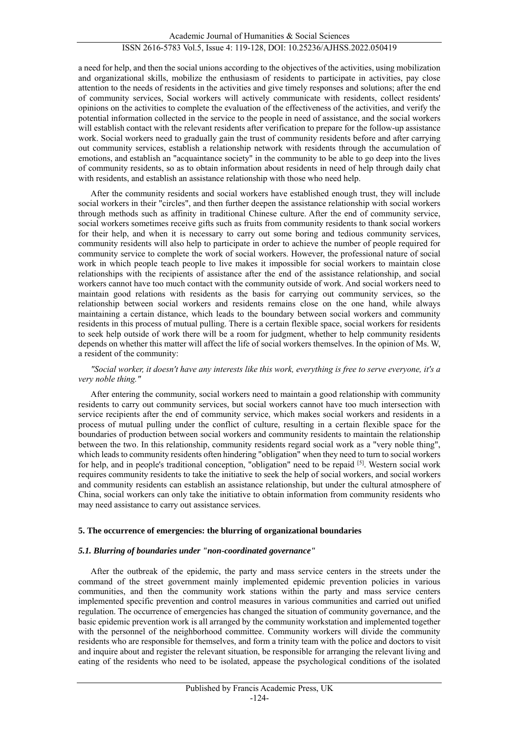a need for help, and then the social unions according to the objectives of the activities, using mobilization and organizational skills, mobilize the enthusiasm of residents to participate in activities, pay close attention to the needs of residents in the activities and give timely responses and solutions; after the end of community services, Social workers will actively communicate with residents, collect residents' opinions on the activities to complete the evaluation of the effectiveness of the activities, and verify the potential information collected in the service to the people in need of assistance, and the social workers will establish contact with the relevant residents after verification to prepare for the follow-up assistance work. Social workers need to gradually gain the trust of community residents before and after carrying out community services, establish a relationship network with residents through the accumulation of emotions, and establish an "acquaintance society" in the community to be able to go deep into the lives of community residents, so as to obtain information about residents in need of help through daily chat with residents, and establish an assistance relationship with those who need help.

After the community residents and social workers have established enough trust, they will include social workers in their "circles", and then further deepen the assistance relationship with social workers through methods such as affinity in traditional Chinese culture. After the end of community service, social workers sometimes receive gifts such as fruits from community residents to thank social workers for their help, and when it is necessary to carry out some boring and tedious community services, community residents will also help to participate in order to achieve the number of people required for community service to complete the work of social workers. However, the professional nature of social work in which people teach people to live makes it impossible for social workers to maintain close relationships with the recipients of assistance after the end of the assistance relationship, and social workers cannot have too much contact with the community outside of work. And social workers need to maintain good relations with residents as the basis for carrying out community services, so the relationship between social workers and residents remains close on the one hand, while always maintaining a certain distance, which leads to the boundary between social workers and community residents in this process of mutual pulling. There is a certain flexible space, social workers for residents to seek help outside of work there will be a room for judgment, whether to help community residents depends on whether this matter will affect the life of social workers themselves. In the opinion of Ms. W, a resident of the community:

*"Social worker, it doesn't have any interests like this work, everything is free to serve everyone, it's a very noble thing."*

After entering the community, social workers need to maintain a good relationship with community residents to carry out community services, but social workers cannot have too much intersection with service recipients after the end of community service, which makes social workers and residents in a process of mutual pulling under the conflict of culture, resulting in a certain flexible space for the boundaries of production between social workers and community residents to maintain the relationship between the two. In this relationship, community residents regard social work as a "very noble thing", which leads to community residents often hindering "obligation" when they need to turn to social workers for help, and in people's traditional conception, "obligation" need to be repaid [5]. Western social work requires community residents to take the initiative to seek the help of social workers, and social workers and community residents can establish an assistance relationship, but under the cultural atmosphere of China, social workers can only take the initiative to obtain information from community residents who may need assistance to carry out assistance services.

## 5. The occurrence of emergencies: the blurring of organizational boundaries

### *5.1. Blurring of boundaries under "non-coordinated governance"*

After the outbreak of the epidemic, the party and mass service centers in the streets under the command of the street government mainly implemented epidemic prevention policies in various communities, and then the community work stations within the party and mass service centers implemented specific prevention and control measures in various communities and carried out unified regulation. The occurrence of emergencies has changed the situation of community governance, and the basic epidemic prevention work is all arranged by the community workstation and implemented together with the personnel of the neighborhood committee. Community workers will divide the community residents who are responsible for themselves, and form a trinity team with the police and doctors to visit and inquire about and register the relevant situation, be responsible for arranging the relevant living and eating of the residents who need to be isolated, appease the psychological conditions of the isolated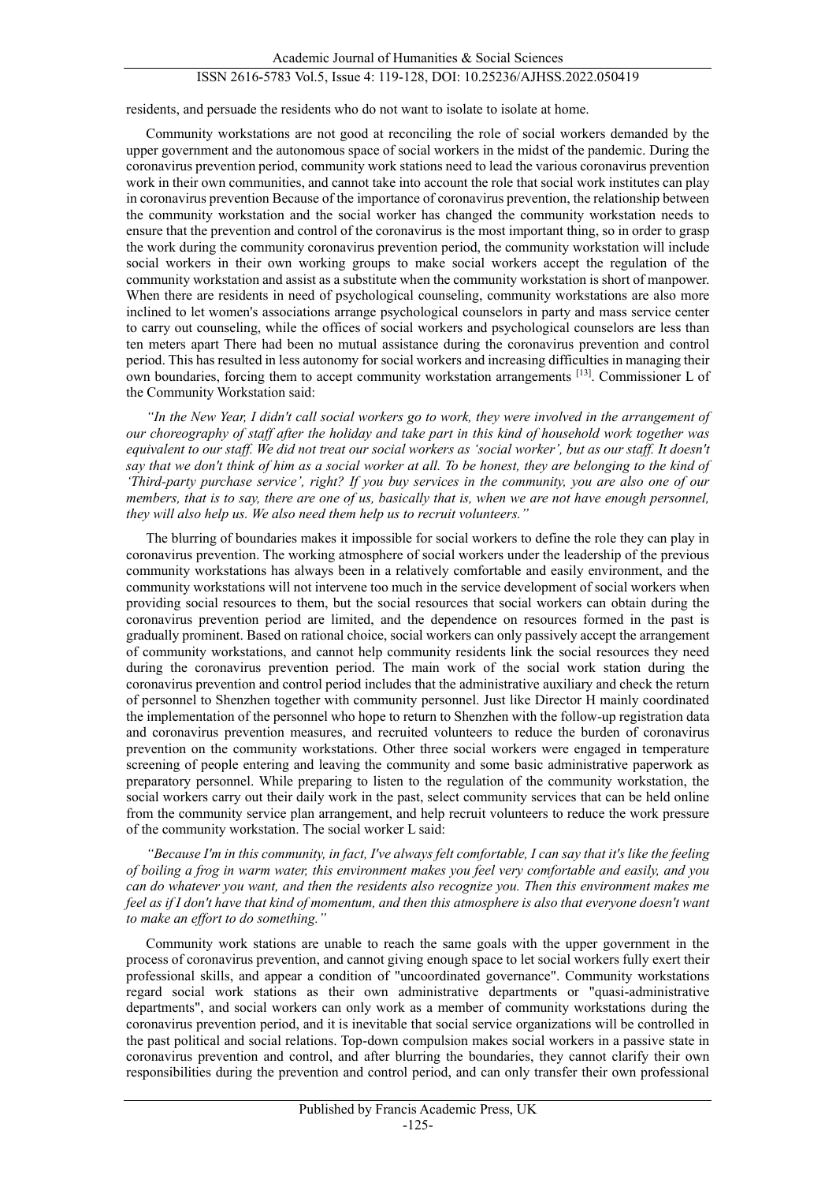residents, and persuade the residents who do not want to isolate to isolate at home.

Community workstations are not good at reconciling the role of social workers demanded by the upper government and the autonomous space of social workers in the midst of the pandemic. During the coronavirus prevention period, community work stations need to lead the various coronavirus prevention work in their own communities, and cannot take into account the role that social work institutes can play in coronavirus prevention Because of the importance of coronavirus prevention, the relationship between the community workstation and the social worker has changed the community workstation needs to ensure that the prevention and control of the coronavirus is the most important thing, so in order to grasp the work during the community coronavirus prevention period, the community workstation will include social workers in their own working groups to make social workers accept the regulation of the community workstation and assist as a substitute when the community workstation is short of manpower. When there are residents in need of psychological counseling, community workstations are also more inclined to let women's associations arrange psychological counselors in party and mass service center to carry out counseling, while the offices of social workers and psychological counselors are less than ten meters apart There had been no mutual assistance during the coronavirus prevention and control period. This has resulted in less autonomy for social workers and increasing difficulties in managing their own boundaries, forcing them to accept community workstation arrangements [13]. Commissioner L of the Community Workstation said:

*"In the New Year, I didn't call social workers go to work, they were involved in the arrangement of our choreography of staff after the holiday and take part in this kind of household work together was equivalent to our staff. We did not treat our social workers as 'social worker', but as our staff. It doesn't say that we don't think of him as a social worker at all. To be honest, they are belonging to the kind of 'Third-party purchase service', right? If you buy services in the community, you are also one of our members, that is to say, there are one of us, basically that is, when we are not have enough personnel, they will also help us. We also need them help us to recruit volunteers."*

The blurring of boundaries makes it impossible for social workers to define the role they can play in coronavirus prevention. The working atmosphere of social workers under the leadership of the previous community workstations has always been in a relatively comfortable and easily environment, and the community workstations will not intervene too much in the service development of social workers when providing social resources to them, but the social resources that social workers can obtain during the coronavirus prevention period are limited, and the dependence on resources formed in the past is gradually prominent. Based on rational choice, social workers can only passively accept the arrangement of community workstations, and cannot help community residents link the social resources they need during the coronavirus prevention period. The main work of the social work station during the coronavirus prevention and control period includes that the administrative auxiliary and check the return of personnel to Shenzhen together with community personnel. Just like Director H mainly coordinated the implementation of the personnel who hope to return to Shenzhen with the follow-up registration data and coronavirus prevention measures, and recruited volunteers to reduce the burden of coronavirus prevention on the community workstations. Other three social workers were engaged in temperature screening of people entering and leaving the community and some basic administrative paperwork as preparatory personnel. While preparing to listen to the regulation of the community workstation, the social workers carry out their daily work in the past, select community services that can be held online from the community service plan arrangement, and help recruit volunteers to reduce the work pressure of the community workstation. The social worker L said:

*"Because I'm in this community, in fact, I've always felt comfortable, I can say that it's like the feeling of boiling a frog in warm water, this environment makes you feel very comfortable and easily, and you can do whatever you want, and then the residents also recognize you. Then this environment makes me feel as if I don't have that kind of momentum, and then this atmosphere is also that everyone doesn't want to make an effort to do something."*

Community work stations are unable to reach the same goals with the upper government in the process of coronavirus prevention, and cannot giving enough space to let social workers fully exert their professional skills, and appear a condition of "uncoordinated governance". Community workstations regard social work stations as their own administrative departments or "quasi-administrative departments", and social workers can only work as a member of community workstations during the coronavirus prevention period, and it is inevitable that social service organizations will be controlled in the past political and social relations. Top-down compulsion makes social workers in a passive state in coronavirus prevention and control, and after blurring the boundaries, they cannot clarify their own responsibilities during the prevention and control period, and can only transfer their own professional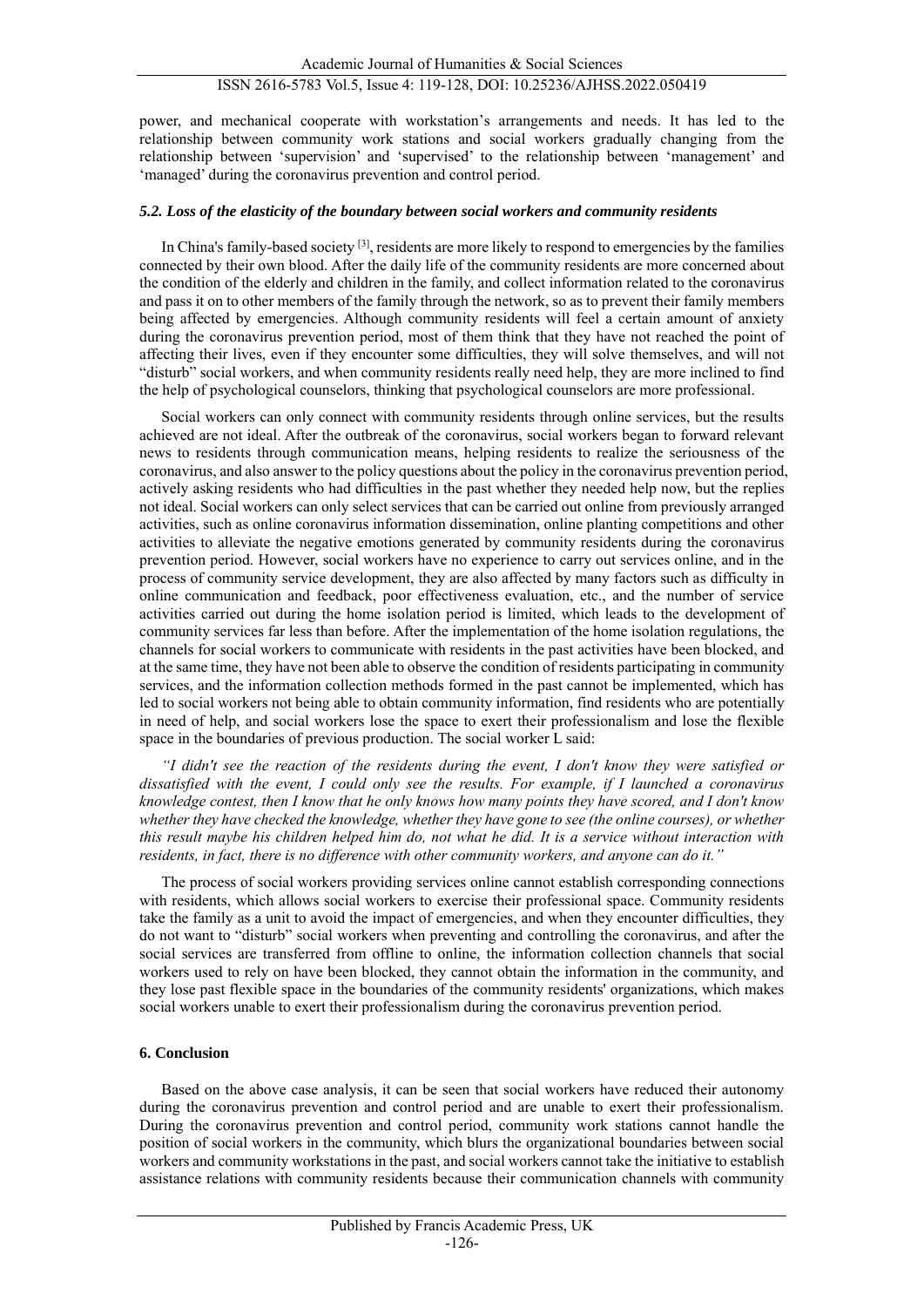power, and mechanical cooperate with workstation's arrangements and needs. It has led to the relationship between community work stations and social workers gradually changing from the relationship between 'supervision' and 'supervised' to the relationship between 'management' and 'managed' during the coronavirus prevention and control period.

### *5.2. Loss of the elasticity of the boundary between social workers and community residents*

In China's family-based society [3], residents are more likely to respond to emergencies by the families connected by their own blood. After the daily life of the community residents are more concerned about the condition of the elderly and children in the family, and collect information related to the coronavirus and pass it on to other members of the family through the network, so as to prevent their family members being affected by emergencies. Although community residents will feel a certain amount of anxiety during the coronavirus prevention period, most of them think that they have not reached the point of affecting their lives, even if they encounter some difficulties, they will solve themselves, and will not "disturb" social workers, and when community residents really need help, they are more inclined to find the help of psychological counselors, thinking that psychological counselors are more professional.

Social workers can only connect with community residents through online services, but the results achieved are not ideal. After the outbreak of the coronavirus, social workers began to forward relevant news to residents through communication means, helping residents to realize the seriousness of the coronavirus, and also answer to the policy questions about the policy in the coronavirus prevention period, actively asking residents who had difficulties in the past whether they needed help now, but the replies not ideal. Social workers can only select services that can be carried out online from previously arranged activities, such as online coronavirus information dissemination, online planting competitions and other activities to alleviate the negative emotions generated by community residents during the coronavirus prevention period. However, social workers have no experience to carry out services online, and in the process of community service development, they are also affected by many factors such as difficulty in online communication and feedback, poor effectiveness evaluation, etc., and the number of service activities carried out during the home isolation period is limited, which leads to the development of community services far less than before. After the implementation of the home isolation regulations, the channels for social workers to communicate with residents in the past activities have been blocked, and at the same time, they have not been able to observe the condition of residents participating in community services, and the information collection methods formed in the past cannot be implemented, which has led to social workers not being able to obtain community information, find residents who are potentially in need of help, and social workers lose the space to exert their professionalism and lose the flexible space in the boundaries of previous production. The social worker L said:

*"I didn't see the reaction of the residents during the event, I don't know they were satisfied or dissatisfied with the event, I could only see the results. For example, if I launched a coronavirus knowledge contest, then I know that he only knows how many points they have scored, and I don't know whether they have checked the knowledge, whether they have gone to see (the online courses), or whether this result maybe his children helped him do, not what he did. It is a service without interaction with residents, in fact, there is no difference with other community workers, and anyone can do it."*

The process of social workers providing services online cannot establish corresponding connections with residents, which allows social workers to exercise their professional space. Community residents take the family as a unit to avoid the impact of emergencies, and when they encounter difficulties, they do not want to "disturb" social workers when preventing and controlling the coronavirus, and after the social services are transferred from offline to online, the information collection channels that social workers used to rely on have been blocked, they cannot obtain the information in the community, and they lose past flexible space in the boundaries of the community residents' organizations, which makes social workers unable to exert their professionalism during the coronavirus prevention period.

## 6. Conclusion

Based on the above case analysis, it can be seen that social workers have reduced their autonomy during the coronavirus prevention and control period and are unable to exert their professionalism. During the coronavirus prevention and control period, community work stations cannot handle the position of social workers in the community, which blurs the organizational boundaries between social workers and community workstations in the past, and social workers cannot take the initiative to establish assistance relations with community residents because their communication channels with community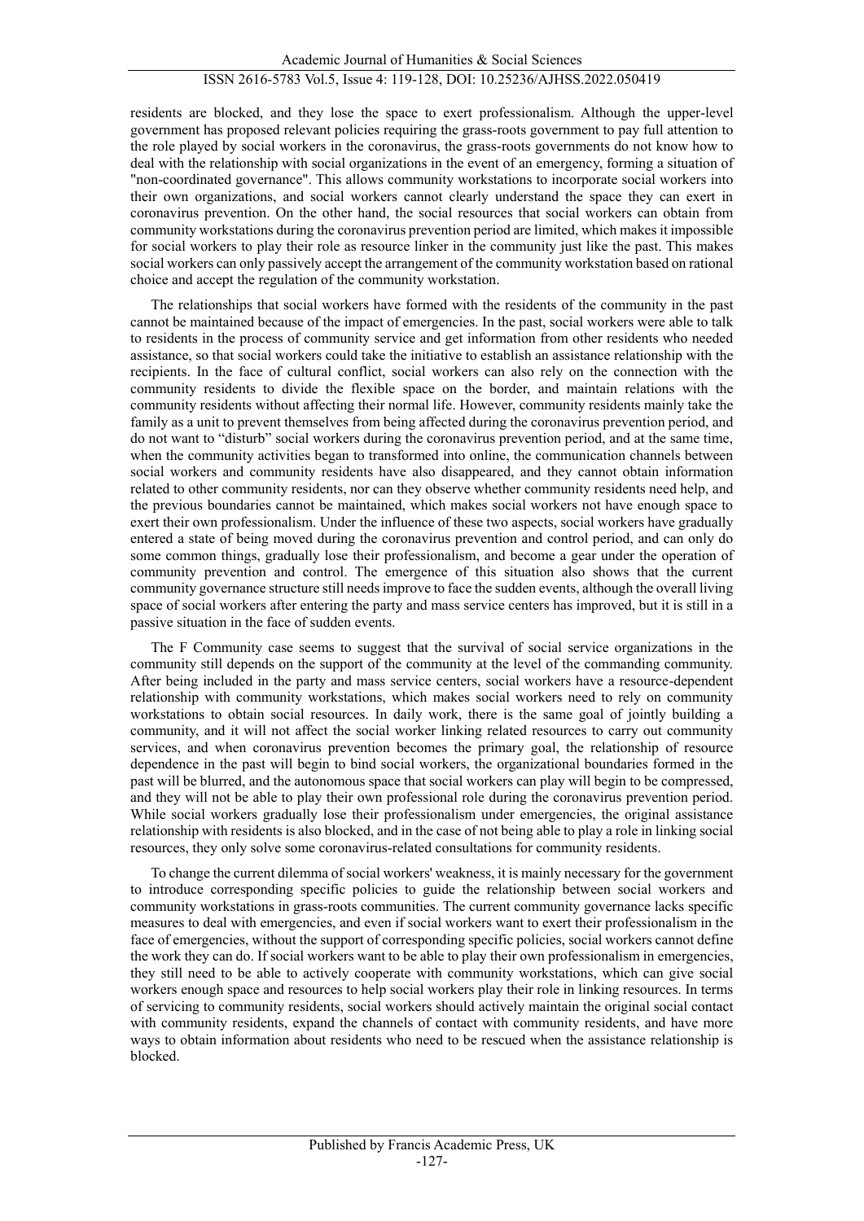residents are blocked, and they lose the space to exert professionalism. Although the upper-level government has proposed relevant policies requiring the grass-roots government to pay full attention to the role played by social workers in the coronavirus, the grass-roots governments do not know how to deal with the relationship with social organizations in the event of an emergency, forming a situation of "non-coordinated governance". This allows community workstations to incorporate social workers into their own organizations, and social workers cannot clearly understand the space they can exert in coronavirus prevention. On the other hand, the social resources that social workers can obtain from community workstations during the coronavirus prevention period are limited, which makes it impossible for social workers to play their role as resource linker in the community just like the past. This makes social workers can only passively accept the arrangement of the community workstation based on rational choice and accept the regulation of the community workstation.

The relationships that social workers have formed with the residents of the community in the past cannot be maintained because of the impact of emergencies. In the past, social workers were able to talk to residents in the process of community service and get information from other residents who needed assistance, so that social workers could take the initiative to establish an assistance relationship with the recipients. In the face of cultural conflict, social workers can also rely on the connection with the community residents to divide the flexible space on the border, and maintain relations with the community residents without affecting their normal life. However, community residents mainly take the family as a unit to prevent themselves from being affected during the coronavirus prevention period, and do not want to "disturb" social workers during the coronavirus prevention period, and at the same time, when the community activities began to transformed into online, the communication channels between social workers and community residents have also disappeared, and they cannot obtain information related to other community residents, nor can they observe whether community residents need help, and the previous boundaries cannot be maintained, which makes social workers not have enough space to exert their own professionalism. Under the influence of these two aspects, social workers have gradually entered a state of being moved during the coronavirus prevention and control period, and can only do some common things, gradually lose their professionalism, and become a gear under the operation of community prevention and control. The emergence of this situation also shows that the current community governance structure still needs improve to face the sudden events, although the overall living space of social workers after entering the party and mass service centers has improved, but it is still in a passive situation in the face of sudden events.

The F Community case seems to suggest that the survival of social service organizations in the community still depends on the support of the community at the level of the commanding community. After being included in the party and mass service centers, social workers have a resource-dependent relationship with community workstations, which makes social workers need to rely on community workstations to obtain social resources. In daily work, there is the same goal of jointly building a community, and it will not affect the social worker linking related resources to carry out community services, and when coronavirus prevention becomes the primary goal, the relationship of resource dependence in the past will begin to bind social workers, the organizational boundaries formed in the past will be blurred, and the autonomous space that social workers can play will begin to be compressed, and they will not be able to play their own professional role during the coronavirus prevention period. While social workers gradually lose their professionalism under emergencies, the original assistance relationship with residents is also blocked, and in the case of not being able to play a role in linking social resources, they only solve some coronavirus-related consultations for community residents.

To change the current dilemma of social workers' weakness, it is mainly necessary for the government to introduce corresponding specific policies to guide the relationship between social workers and community workstations in grass-roots communities. The current community governance lacks specific measures to deal with emergencies, and even if social workers want to exert their professionalism in the face of emergencies, without the support of corresponding specific policies, social workers cannot define the work they can do. If social workers want to be able to play their own professionalism in emergencies, they still need to be able to actively cooperate with community workstations, which can give social workers enough space and resources to help social workers play their role in linking resources. In terms of servicing to community residents, social workers should actively maintain the original social contact with community residents, expand the channels of contact with community residents, and have more ways to obtain information about residents who need to be rescued when the assistance relationship is blocked.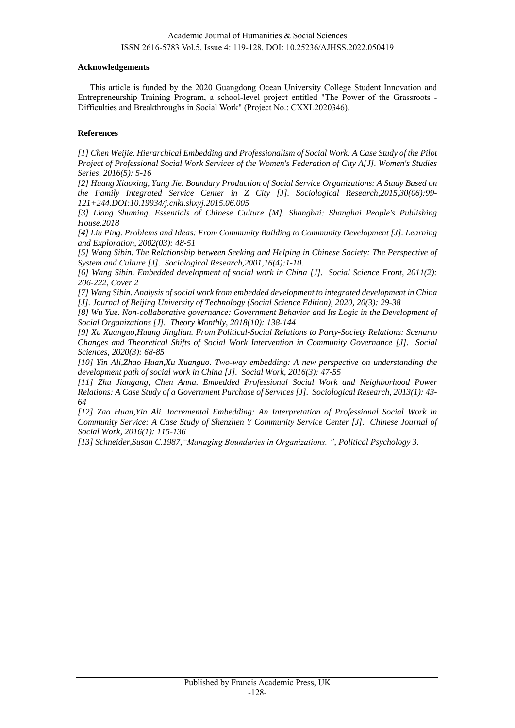**Acknowledgements**

This article is funded by the 2020 Guangdong Ocean University College Student Innovation and Entrepreneurship Training Program, a school-level project entitled "The Power of the Grassroots - Difficulties and Breakthroughs in Social Work" (Project No.: CXXL2020346).

**References**

*[1] Chen Weijie. Hierarchical Embedding and Professionalism of Social Work: A Case Study of the Pilot Project of Professional Social Work Services of the Women's Federation of City A[J]. Women's Studies Series, 2016(5): 5-16*

*[2] Huang Xiaoxing, Yang Jie. Boundary Production of Social Service Organizations: A Study Based on the Family Integrated Service Center in Z City [J]. Sociological Research,2015,30(06):99-121+244.DOI:10.19934/j.cnki.shxyj.2015.06.005*

*[3] Liang Shuming. Essentials of Chinese Culture [M]. Shanghai: Shanghai People's Publishing House.2018*

*[4] Liu Ping. Problems and Ideas: From Community Building to Community Development [J]. Learning and Exploration, 2002(03): 48-51*

*[5] Wang Sibin. The Relationship between Seeking and Helping in Chinese Society: The Perspective of System and Culture [J]. Sociological Research,2001,16(4):1-10.*

*[6] Wang Sibin. Embedded development of social work in China [J]. Social Science Front, 2011(2): 206-222, Cover 2*

*[7] Wang Sibin. Analysis of social work from embedded development to integrated development in China [J]. Journal of Beijing University of Technology (Social Science Edition), 2020, 20(3): 29-38*

*[8] Wu Yue. Non-collaborative governance: Government Behavior and Its Logic in the Development of Social Organizations [J]. Theory Monthly, 2018(10): 138-144*

*[9] Xu Xuanguo,Huang Jinglian. From Political-Social Relations to Party-Society Relations: Scenario Changes and Theoretical Shifts of Social Work Intervention in Community Governance [J]. Social Sciences, 2020(3): 68-85*

*[10] Yin Ali,Zhao Huan,Xu Xuanguo. Two-way embedding: A new perspective on understanding the development path of social work in China [J]. Social Work, 2016(3): 47-55*

*[11] Zhu Jiangang, Chen Anna. Embedded Professional Social Work and Neighborhood Power Relations: A Case Study of a Government Purchase of Services [J]. Sociological Research, 2013(1): 43-64*

*[12] Zao Huan,Yin Ali. Incremental Embedding: An Interpretation of Professional Social Work in Community Service: A Case Study of Shenzhen Y Community Service Center [J]. Chinese Journal of Social Work, 2016(1): 115-136*

*[13] Schneider,Susan C.1987,"Managing Boundaries in Organizations. ", Political Psychology 3.*